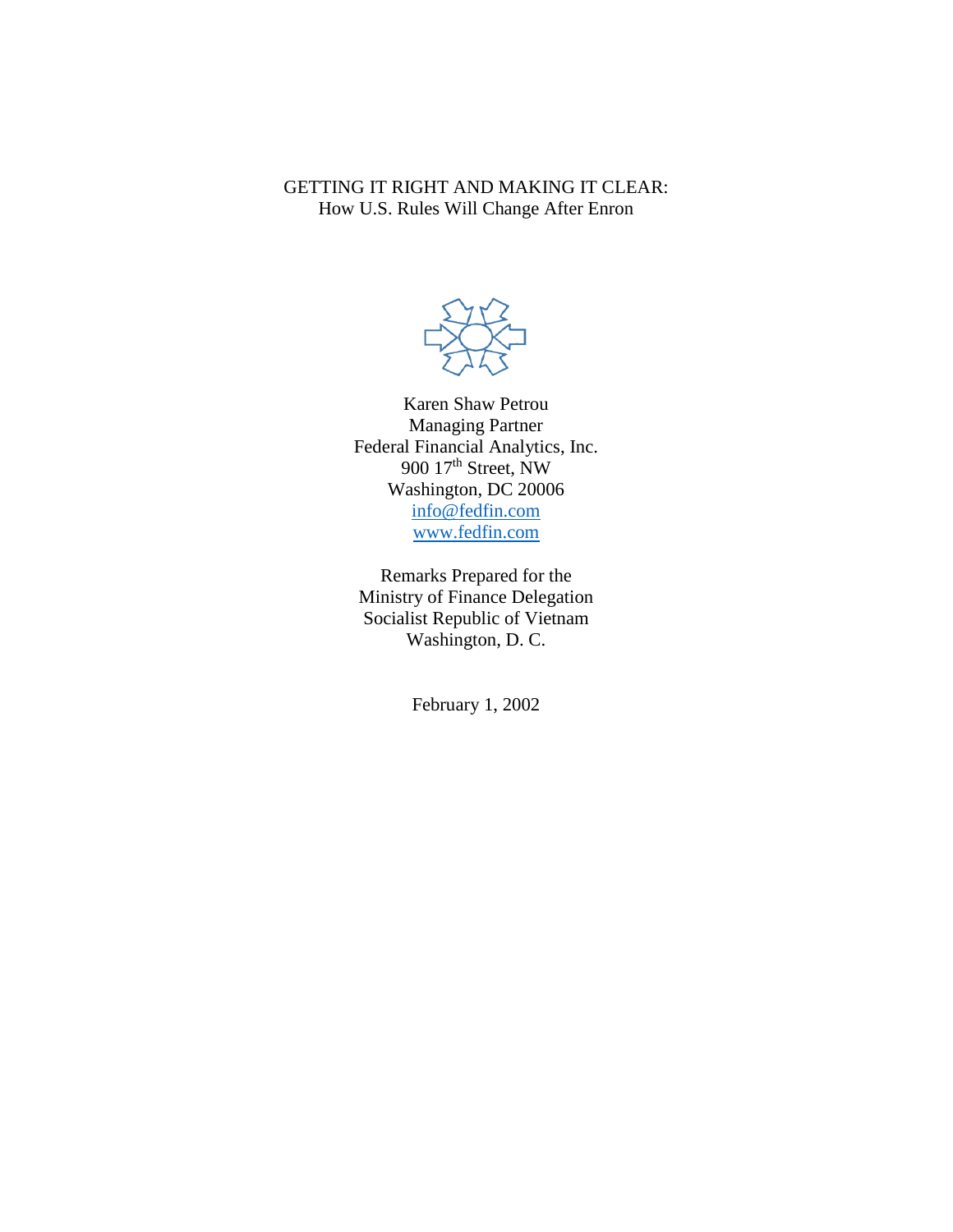# GETTING IT RIGHT AND MAKING IT CLEAR:
## How U.S. Rules Will Change After Enron

Karen Shaw Petrou
Managing Partner
Federal Financial Analytics, Inc.
900 17th Street, NW
Washington, DC 20006
info@fedfin.com
www.fedfin.com

Remarks Prepared for the
Ministry of Finance Delegation
Socialist Republic of Vietnam
Washington, D. C.

February 1, 2002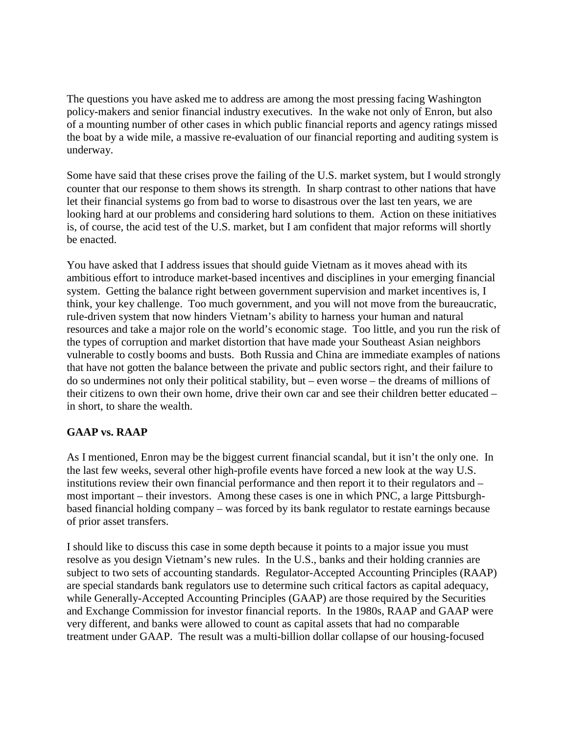The questions you have asked me to address are among the most pressing facing Washington policy-makers and senior financial industry executives. In the wake not only of Enron, but also of a mounting number of other cases in which public financial reports and agency ratings missed the boat by a wide mile, a massive re-evaluation of our financial reporting and auditing system is underway.

Some have said that these crises prove the failing of the U.S. market system, but I would strongly counter that our response to them shows its strength. In sharp contrast to other nations that have let their financial systems go from bad to worse to disastrous over the last ten years, we are looking hard at our problems and considering hard solutions to them. Action on these initiatives is, of course, the acid test of the U.S. market, but I am confident that major reforms will shortly be enacted.

You have asked that I address issues that should guide Vietnam as it moves ahead with its ambitious effort to introduce market-based incentives and disciplines in your emerging financial system. Getting the balance right between government supervision and market incentives is, I think, your key challenge. Too much government, and you will not move from the bureaucratic, rule-driven system that now hinders Vietnam's ability to harness your human and natural resources and take a major role on the world's economic stage. Too little, and you run the risk of the types of corruption and market distortion that have made your Southeast Asian neighbors vulnerable to costly booms and busts. Both Russia and China are immediate examples of nations that have not gotten the balance between the private and public sectors right, and their failure to do so undermines not only their political stability, but – even worse – the dreams of millions of their citizens to own their own home, drive their own car and see their children better educated – in short, to share the wealth.

**GAAP vs. RAAP**

As I mentioned, Enron may be the biggest current financial scandal, but it isn't the only one. In the last few weeks, several other high-profile events have forced a new look at the way U.S. institutions review their own financial performance and then report it to their regulators and – most important – their investors. Among these cases is one in which PNC, a large Pittsburgh-based financial holding company – was forced by its bank regulator to restate earnings because of prior asset transfers.

I should like to discuss this case in some depth because it points to a major issue you must resolve as you design Vietnam's new rules. In the U.S., banks and their holding crannies are subject to two sets of accounting standards. Regulator-Accepted Accounting Principles (RAAP) are special standards bank regulators use to determine such critical factors as capital adequacy, while Generally-Accepted Accounting Principles (GAAP) are those required by the Securities and Exchange Commission for investor financial reports. In the 1980s, RAAP and GAAP were very different, and banks were allowed to count as capital assets that had no comparable treatment under GAAP. The result was a multi-billion dollar collapse of our housing-focused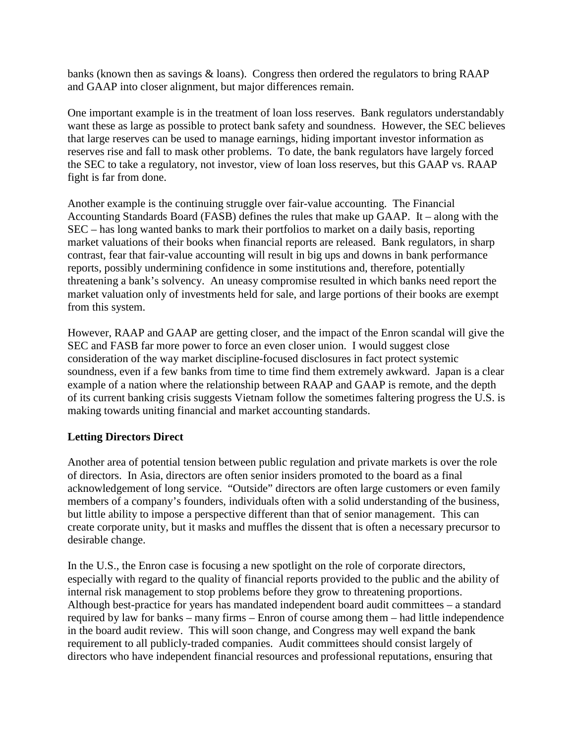banks (known then as savings & loans). Congress then ordered the regulators to bring RAAP and GAAP into closer alignment, but major differences remain.

One important example is in the treatment of loan loss reserves. Bank regulators understandably want these as large as possible to protect bank safety and soundness. However, the SEC believes that large reserves can be used to manage earnings, hiding important investor information as reserves rise and fall to mask other problems. To date, the bank regulators have largely forced the SEC to take a regulatory, not investor, view of loan loss reserves, but this GAAP vs. RAAP fight is far from done.

Another example is the continuing struggle over fair-value accounting. The Financial Accounting Standards Board (FASB) defines the rules that make up GAAP. It – along with the SEC – has long wanted banks to mark their portfolios to market on a daily basis, reporting market valuations of their books when financial reports are released. Bank regulators, in sharp contrast, fear that fair-value accounting will result in big ups and downs in bank performance reports, possibly undermining confidence in some institutions and, therefore, potentially threatening a bank's solvency. An uneasy compromise resulted in which banks need report the market valuation only of investments held for sale, and large portions of their books are exempt from this system.

However, RAAP and GAAP are getting closer, and the impact of the Enron scandal will give the SEC and FASB far more power to force an even closer union. I would suggest close consideration of the way market discipline-focused disclosures in fact protect systemic soundness, even if a few banks from time to time find them extremely awkward. Japan is a clear example of a nation where the relationship between RAAP and GAAP is remote, and the depth of its current banking crisis suggests Vietnam follow the sometimes faltering progress the U.S. is making towards uniting financial and market accounting standards.

**Letting Directors Direct**

Another area of potential tension between public regulation and private markets is over the role of directors. In Asia, directors are often senior insiders promoted to the board as a final acknowledgement of long service. "Outside" directors are often large customers or even family members of a company's founders, individuals often with a solid understanding of the business, but little ability to impose a perspective different than that of senior management. This can create corporate unity, but it masks and muffles the dissent that is often a necessary precursor to desirable change.

In the U.S., the Enron case is focusing a new spotlight on the role of corporate directors, especially with regard to the quality of financial reports provided to the public and the ability of internal risk management to stop problems before they grow to threatening proportions. Although best-practice for years has mandated independent board audit committees – a standard required by law for banks – many firms – Enron of course among them – had little independence in the board audit review. This will soon change, and Congress may well expand the bank requirement to all publicly-traded companies. Audit committees should consist largely of directors who have independent financial resources and professional reputations, ensuring that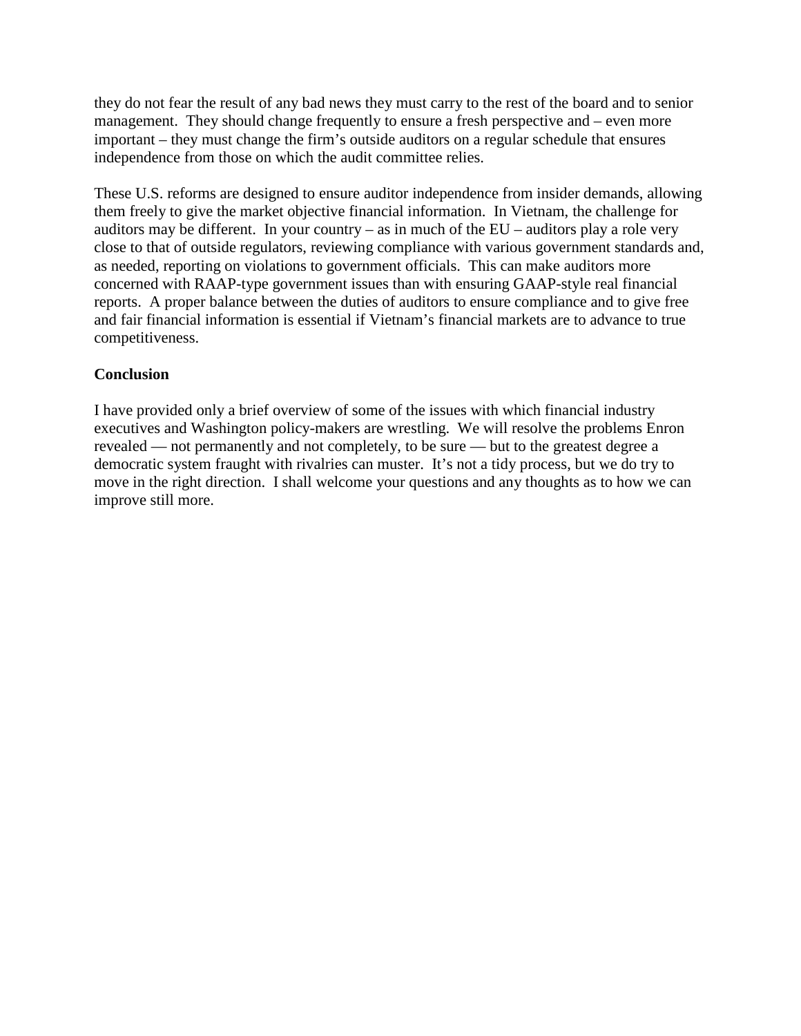they do not fear the result of any bad news they must carry to the rest of the board and to senior management. They should change frequently to ensure a fresh perspective and – even more important – they must change the firm's outside auditors on a regular schedule that ensures independence from those on which the audit committee relies.

These U.S. reforms are designed to ensure auditor independence from insider demands, allowing them freely to give the market objective financial information. In Vietnam, the challenge for auditors may be different. In your country – as in much of the EU – auditors play a role very close to that of outside regulators, reviewing compliance with various government standards and, as needed, reporting on violations to government officials. This can make auditors more concerned with RAAP-type government issues than with ensuring GAAP-style real financial reports. A proper balance between the duties of auditors to ensure compliance and to give free and fair financial information is essential if Vietnam's financial markets are to advance to true competitiveness.

**Conclusion**

I have provided only a brief overview of some of the issues with which financial industry executives and Washington policy-makers are wrestling. We will resolve the problems Enron revealed — not permanently and not completely, to be sure — but to the greatest degree a democratic system fraught with rivalries can muster. It's not a tidy process, but we do try to move in the right direction. I shall welcome your questions and any thoughts as to how we can improve still more.